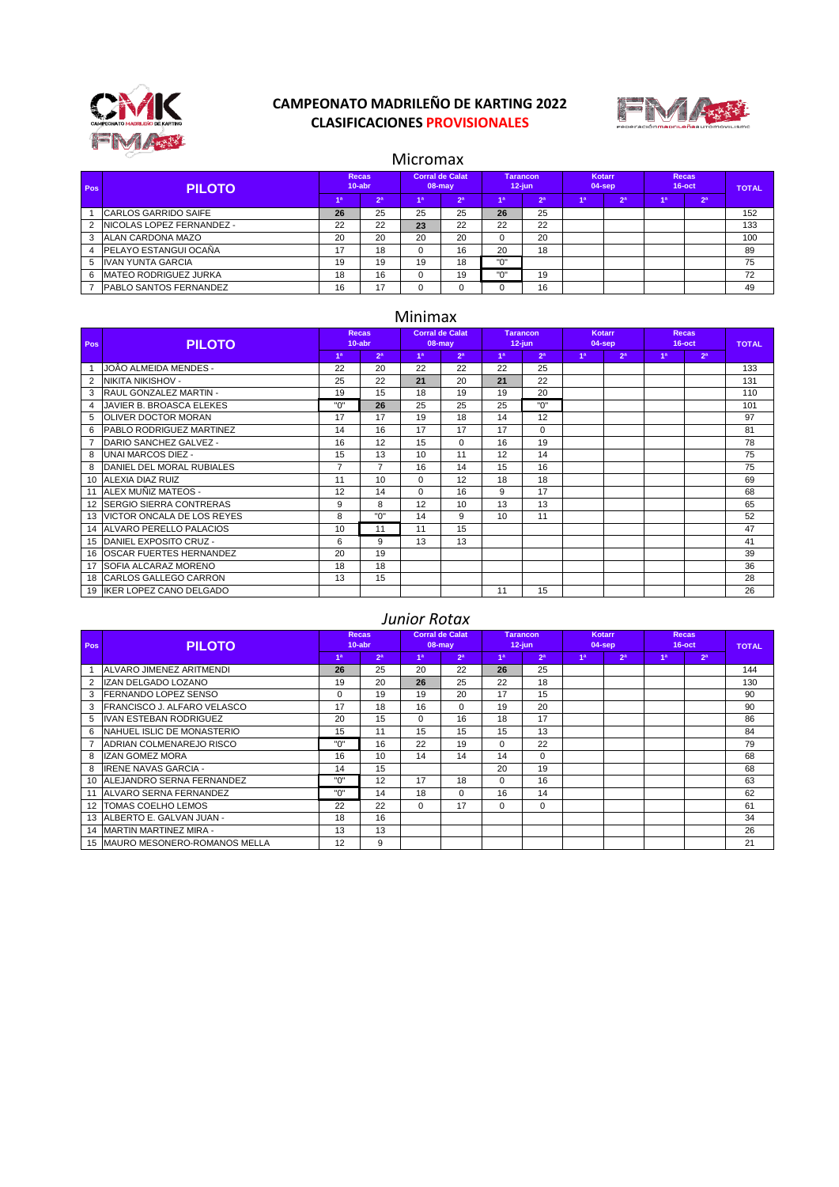# CAMPEONATO MADRILEÑO DE KARTING 2022
## CLASIFICACIONES PROVISIONALES

### Micromax

| Pos | PILOTO | Recas 10-abr | | Corral de Calat 08-may | | Tarancon 12-jun | | Kotarr 04-sep | | Recas 16-oct | | TOTAL |
|---|---|---|---|---|---|---|---|---|---|---|---|---|
| | | 1ª | 2ª | 1ª | 2ª | 1ª | 2ª | 1ª | 2ª | 1ª | 2ª | |
| 1 | CARLOS GARRIDO SAIFE | **26** | 25 | 25 | 25 | **26** | 25 | | | | | 152 |
| 2 | NICOLAS LOPEZ FERNANDEZ - | 22 | 22 | **23** | 22 | 22 | 22 | | | | | 133 |
| 3 | ALAN CARDONA MAZO | 20 | 20 | 20 | 20 | 0 | 20 | | | | | 100 |
| 4 | PELAYO ESTANGUI OCAÑA | 17 | 18 | 0 | 16 | 20 | 18 | | | | | 89 |
| 5 | IVAN YUNTA GARCIA | 19 | 19 | 19 | 18 | "0" | | | | | | 75 |
| 6 | MATEO RODRIGUEZ JURKA | 18 | 16 | 0 | 19 | "0" | 19 | | | | | 72 |
| 7 | PABLO SANTOS FERNANDEZ | 16 | 17 | 0 | 0 | 0 | 16 | | | | | 49 |

### Minimax

| Pos | PILOTO | Recas 10-abr | | Corral de Calat 08-may | | Tarancon 12-jun | | Kotarr 04-sep | | Recas 16-oct | | TOTAL |
|---|---|---|---|---|---|---|---|---|---|---|---|---|
| | | 1ª | 2ª | 1ª | 2ª | 1ª | 2ª | 1ª | 2ª | 1ª | 2ª | |
| 1 | JOÃO ALMEIDA MENDES - | 22 | 20 | 22 | 22 | 22 | 25 | | | | | 133 |
| 2 | NIKITA NIKISHOV - | 25 | 22 | **21** | 20 | **21** | 22 | | | | | 131 |
| 3 | RAUL GONZALEZ MARTIN - | 19 | 15 | 18 | 19 | 19 | 20 | | | | | 110 |
| 4 | JAVIER B. BROASCA ELEKES | "0" | **26** | 25 | 25 | 25 | "0" | | | | | 101 |
| 5 | OLIVER DOCTOR MORAN | 17 | 17 | 19 | 18 | 14 | 12 | | | | | 97 |
| 6 | PABLO RODRIGUEZ MARTINEZ | 14 | 16 | 17 | 17 | 17 | 0 | | | | | 81 |
| 7 | DARIO SANCHEZ GALVEZ - | 16 | 12 | 15 | 0 | 16 | 19 | | | | | 78 |
| 8 | UNAI MARCOS DIEZ - | 15 | 13 | 10 | 11 | 12 | 14 | | | | | 75 |
| 8 | DANIEL DEL MORAL RUBIALES | 7 | 7 | 16 | 14 | 15 | 16 | | | | | 75 |
| 10 | ALEXIA DIAZ RUIZ | 11 | 10 | 0 | 12 | 18 | 18 | | | | | 69 |
| 11 | ALEX MUÑIZ MATEOS - | 12 | 14 | 0 | 16 | 9 | 17 | | | | | 68 |
| 12 | SERGIO SIERRA CONTRERAS | 9 | 8 | 12 | 10 | 13 | 13 | | | | | 65 |
| 13 | VICTOR ONCALA DE LOS REYES | 8 | "0" | 14 | 9 | 10 | 11 | | | | | 52 |
| 14 | ALVARO PERELLO PALACIOS | 10 | 11 | 11 | 15 | | | | | | | 47 |
| 15 | DANIEL EXPOSITO CRUZ - | 6 | 9 | 13 | 13 | | | | | | | 41 |
| 16 | OSCAR FUERTES HERNANDEZ | 20 | 19 | | | | | | | | | 39 |
| 17 | SOFIA ALCARAZ MORENO | 18 | 18 | | | | | | | | | 36 |
| 18 | CARLOS GALLEGO CARRON | 13 | 15 | | | | | | | | | 28 |
| 19 | IKER LOPEZ CANO DELGADO | | | | | 11 | 15 | | | | | 26 |

### *Junior Rotax*

| Pos | PILOTO | Recas 10-abr | | Corral de Calat 08-may | | Tarancon 12-jun | | Kotarr 04-sep | | Recas 16-oct | | TOTAL |
|---|---|---|---|---|---|---|---|---|---|---|---|---|
| | | 1ª | 2ª | 1ª | 2ª | 1ª | 2ª | 1ª | 2ª | 1ª | 2ª | |
| 1 | ALVARO JIMENEZ ARITMENDI | **26** | 25 | 20 | 22 | **26** | 25 | | | | | 144 |
| 2 | IZAN DELGADO LOZANO | 19 | 20 | **26** | 25 | 22 | 18 | | | | | 130 |
| 3 | FERNANDO LOPEZ SENSO | 0 | 19 | 19 | 20 | 17 | 15 | | | | | 90 |
| 3 | FRANCISCO J. ALFARO VELASCO | 17 | 18 | 16 | 0 | 19 | 20 | | | | | 90 |
| 5 | IVAN ESTEBAN RODRIGUEZ | 20 | 15 | 0 | 16 | 18 | 17 | | | | | 86 |
| 6 | NAHUEL ISLIC DE MONASTERIO | 15 | 11 | 15 | 15 | 15 | 13 | | | | | 84 |
| 7 | ADRIAN COLMENAREJO RISCO | "0" | 16 | 22 | 19 | 0 | 22 | | | | | 79 |
| 8 | IZAN GOMEZ MORA | 16 | 10 | 14 | 14 | 14 | 0 | | | | | 68 |
| 8 | IRENE NAVAS GARCIA - | 14 | 15 | | | 20 | 19 | | | | | 68 |
| 10 | ALEJANDRO SERNA FERNANDEZ | "0" | 12 | 17 | 18 | 0 | 16 | | | | | 63 |
| 11 | ALVARO SERNA FERNANDEZ | "0" | 14 | 18 | 0 | 16 | 14 | | | | | 62 |
| 12 | TOMAS COELHO LEMOS | 22 | 22 | 0 | 17 | 0 | 0 | | | | | 61 |
| 13 | ALBERTO E. GALVAN JUAN - | 18 | 16 | | | | | | | | | 34 |
| 14 | MARTIN MARTINEZ MIRA - | 13 | 13 | | | | | | | | | 26 |
| 15 | MAURO MESONERO-ROMANOS MELLA | 12 | 9 | | | | | | | | | 21 |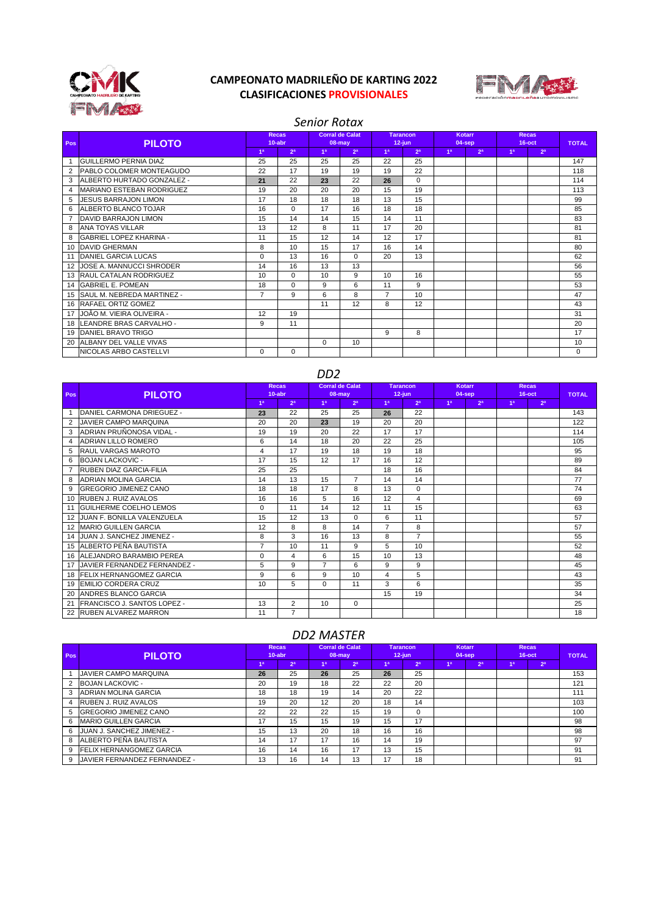# CAMPEONATO MADRILEÑO DE KARTING 2022

## CLASIFICACIONES PROVISIONALES

### Senior Rotax

| Pos | PILOTO | Recas 10-abr | | Corral de Calat 08-may | | Tarancon 12-jun | | Kotarr 04-sep | | Recas 16-oct | | TOTAL |
|---|---|---|---|---|---|---|---|---|---|---|---|---|
| | | 1ª | 2ª | 1ª | 2ª | 1ª | 2ª | 1ª | 2ª | 1ª | 2ª | |
| 1 | GUILLERMO PERNIA DIAZ | 25 | 25 | 25 | 25 | 22 | 25 | | | | | 147 |
| 2 | PABLO COLOMER MONTEAGUDO | 22 | 17 | 19 | 19 | 19 | 22 | | | | | 118 |
| 3 | ALBERTO HURTADO GONZALEZ - | **21** | 22 | **23** | 22 | **26** | 0 | | | | | 114 |
| 4 | MARIANO ESTEBAN RODRIGUEZ | 19 | 20 | 20 | 20 | 15 | 19 | | | | | 113 |
| 5 | JESUS BARRAJON LIMON | 17 | 18 | 18 | 18 | 13 | 15 | | | | | 99 |
| 6 | ALBERTO BLANCO TOJAR | 16 | 0 | 17 | 16 | 18 | 18 | | | | | 85 |
| 7 | DAVID BARRAJON LIMON | 15 | 14 | 14 | 15 | 14 | 11 | | | | | 83 |
| 8 | ANA TOYAS VILLAR | 13 | 12 | 8 | 11 | 17 | 20 | | | | | 81 |
| 8 | GABRIEL LOPEZ KHARINA - | 11 | 15 | 12 | 14 | 12 | 17 | | | | | 81 |
| 10 | DAVID GHERMAN | 8 | 10 | 15 | 17 | 16 | 14 | | | | | 80 |
| 11 | DANIEL GARCIA LUCAS | 0 | 13 | 16 | 0 | 20 | 13 | | | | | 62 |
| 12 | JOSE A. MANNUCCI SHRODER | 14 | 16 | 13 | 13 | | | | | | | 56 |
| 13 | RAUL CATALAN RODRIGUEZ | 10 | 0 | 10 | 9 | 10 | 16 | | | | | 55 |
| 14 | GABRIEL E. POMEAN | 18 | 0 | 9 | 6 | 11 | 9 | | | | | 53 |
| 15 | SAUL M. NEBREDA MARTINEZ - | 7 | 9 | 6 | 8 | 7 | 10 | | | | | 47 |
| 16 | RAFAEL ORTIZ GOMEZ | | | 11 | 12 | 8 | 12 | | | | | 43 |
| 17 | JOÃO M. VIEIRA OLIVEIRA - | 12 | 19 | | | | | | | | | 31 |
| 18 | LEANDRE BRAS CARVALHO - | 9 | 11 | | | | | | | | | 20 |
| 19 | DANIEL BRAVO TRIGO | | | | | 9 | 8 | | | | | 17 |
| 20 | ALBANY DEL VALLE VIVAS | | | 0 | 10 | | | | | | | 10 |
| | NICOLAS ARBO CASTELLVI | 0 | 0 | | | | | | | | | 0 |

### DD2

| Pos | PILOTO | Recas 10-abr | | Corral de Calat 08-may | | Tarancon 12-jun | | Kotarr 04-sep | | Recas 16-oct | | TOTAL |
|---|---|---|---|---|---|---|---|---|---|---|---|---|
| | | 1ª | 2ª | 1ª | 2ª | 1ª | 2ª | 1ª | 2ª | 1ª | 2ª | |
| 1 | DANIEL CARMONA DRIEGUEZ - | **23** | 22 | 25 | 25 | **26** | 22 | | | | | 143 |
| 2 | JAVIER CAMPO MARQUINA | 20 | 20 | **23** | 19 | 20 | 20 | | | | | 122 |
| 3 | ADRIAN PRUÑONOSA VIDAL - | 19 | 19 | 20 | 22 | 17 | 17 | | | | | 114 |
| 4 | ADRIAN LILLO ROMERO | 6 | 14 | 18 | 20 | 22 | 25 | | | | | 105 |
| 5 | RAUL VARGAS MAROTO | 4 | 17 | 19 | 18 | 19 | 18 | | | | | 95 |
| 6 | BOJAN LACKOVIC - | 17 | 15 | 12 | 17 | 16 | 12 | | | | | 89 |
| 7 | RUBEN DIAZ GARCIA-FILIA | 25 | 25 | | | 18 | 16 | | | | | 84 |
| 8 | ADRIAN MOLINA GARCIA | 14 | 13 | 15 | 7 | 14 | 14 | | | | | 77 |
| 9 | GREGORIO JIMENEZ CANO | 18 | 18 | 17 | 8 | 13 | 0 | | | | | 74 |
| 10 | RUBEN J. RUIZ AVALOS | 16 | 16 | 5 | 16 | 12 | 4 | | | | | 69 |
| 11 | GUILHERME COELHO LEMOS | 0 | 11 | 14 | 12 | 11 | 15 | | | | | 63 |
| 12 | JUAN F. BONILLA VALENZUELA | 15 | 12 | 13 | 0 | 6 | 11 | | | | | 57 |
| 12 | MARIO GUILLEN GARCIA | 12 | 8 | 8 | 14 | 7 | 8 | | | | | 57 |
| 14 | JUAN J. SANCHEZ JIMENEZ - | 8 | 3 | 16 | 13 | 8 | 7 | | | | | 55 |
| 15 | ALBERTO PEÑA BAUTISTA | 7 | 10 | 11 | 9 | 5 | 10 | | | | | 52 |
| 16 | ALEJANDRO BARAMBIO PEREA | 0 | 4 | 6 | 15 | 10 | 13 | | | | | 48 |
| 17 | JAVIER FERNANDEZ FERNANDEZ - | 5 | 9 | 7 | 6 | 9 | 9 | | | | | 45 |
| 18 | FELIX HERNANGOMEZ GARCIA | 9 | 6 | 9 | 10 | 4 | 5 | | | | | 43 |
| 19 | EMILIO CORDERA CRUZ | 10 | 5 | 0 | 11 | 3 | 6 | | | | | 35 |
| 20 | ANDRES BLANCO GARCIA | | | | | 15 | 19 | | | | | 34 |
| 21 | FRANCISCO J. SANTOS LOPEZ - | 13 | 2 | 10 | 0 | | | | | | | 25 |
| 22 | RUBEN ALVAREZ MARRON | 11 | 7 | | | | | | | | | 18 |

### DD2 MASTER

| Pos | PILOTO | Recas 10-abr | | Corral de Calat 08-may | | Tarancon 12-jun | | Kotarr 04-sep | | Recas 16-oct | | TOTAL |
|---|---|---|---|---|---|---|---|---|---|---|---|---|
| | | 1ª | 2ª | 1ª | 2ª | 1ª | 2ª | 1ª | 2ª | 1ª | 2ª | |
| 1 | JAVIER CAMPO MARQUINA | **26** | 25 | **26** | 25 | **26** | 25 | | | | | 153 |
| 2 | BOJAN LACKOVIC - | 20 | 19 | 18 | 22 | 22 | 20 | | | | | 121 |
| 3 | ADRIAN MOLINA GARCIA | 18 | 18 | 19 | 14 | 20 | 22 | | | | | 111 |
| 4 | RUBEN J. RUIZ AVALOS | 19 | 20 | 12 | 20 | 18 | 14 | | | | | 103 |
| 5 | GREGORIO JIMENEZ CANO | 22 | 22 | 22 | 15 | 19 | 0 | | | | | 100 |
| 6 | MARIO GUILLEN GARCIA | 17 | 15 | 15 | 19 | 15 | 17 | | | | | 98 |
| 6 | JUAN J. SANCHEZ JIMENEZ - | 15 | 13 | 20 | 18 | 16 | 16 | | | | | 98 |
| 8 | ALBERTO PEÑA BAUTISTA | 14 | 17 | 17 | 16 | 14 | 19 | | | | | 97 |
| 9 | FELIX HERNANGOMEZ GARCIA | 16 | 14 | 16 | 17 | 13 | 15 | | | | | 91 |
| 9 | JAVIER FERNANDEZ FERNANDEZ - | 13 | 16 | 14 | 13 | 17 | 18 | | | | | 91 |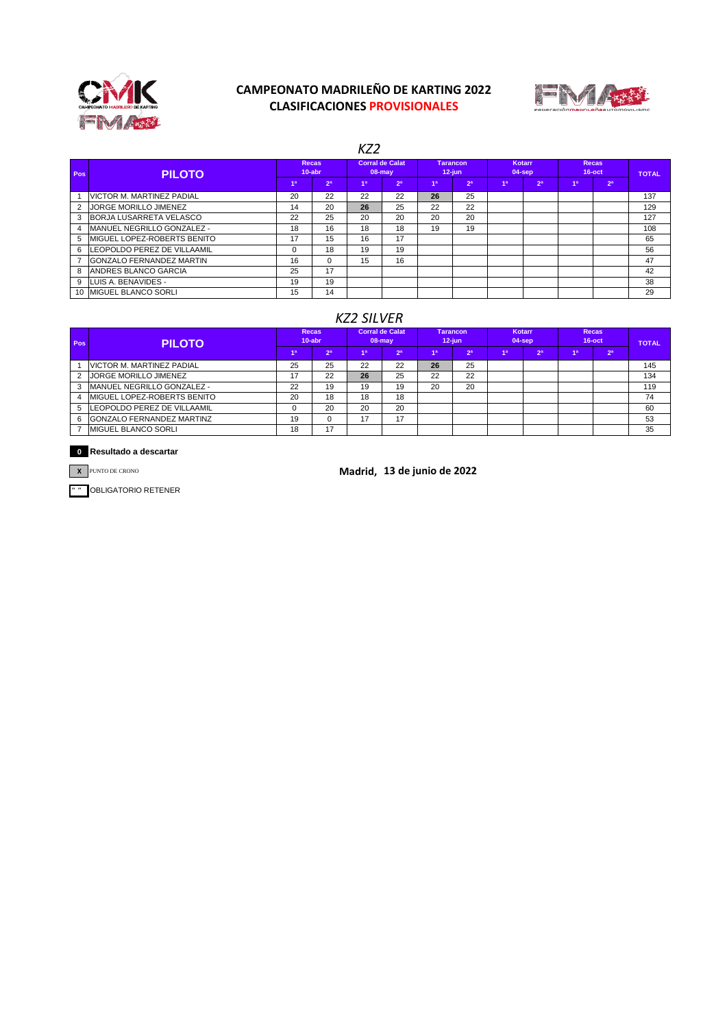# CAMPEONATO MADRILEÑO DE KARTING 2022
## CLASIFICACIONES PROVISIONALES

### KZ2

| Pos | PILOTO | Recas 10-abr | | Corral de Calat 08-may | | Tarancon 12-jun | | Kotarr 04-sep | | Recas 16-oct | | TOTAL |
|---|---|---|---|---|---|---|---|---|---|---|---|---|
| | | 1ª | 2ª | 1ª | 2ª | 1ª | 2ª | 1ª | 2ª | 1ª | 2ª | |
| 1 | VICTOR M. MARTINEZ PADIAL | 20 | 22 | 22 | 22 | **26** | 25 | | | | | 137 |
| 2 | JORGE MORILLO JIMENEZ | 14 | 20 | **26** | 25 | 22 | 22 | | | | | 129 |
| 3 | BORJA LUSARRETA VELASCO | 22 | 25 | 20 | 20 | 20 | 20 | | | | | 127 |
| 4 | MANUEL NEGRILLO GONZALEZ - | 18 | 16 | 18 | 18 | 19 | 19 | | | | | 108 |
| 5 | MIGUEL LOPEZ-ROBERTS BENITO | 17 | 15 | 16 | 17 | | | | | | | 65 |
| 6 | LEOPOLDO PEREZ DE VILLAAMIL | 0 | 18 | 19 | 19 | | | | | | | 56 |
| 7 | GONZALO FERNANDEZ MARTIN | 16 | 0 | 15 | 16 | | | | | | | 47 |
| 8 | ANDRES BLANCO GARCIA | 25 | 17 | | | | | | | | | 42 |
| 9 | LUIS A. BENAVIDES - | 19 | 19 | | | | | | | | | 38 |
| 10 | MIGUEL BLANCO SORLI | 15 | 14 | | | | | | | | | 29 |

### KZ2 SILVER

| Pos | PILOTO | Recas 10-abr | | Corral de Calat 08-may | | Tarancon 12-jun | | Kotarr 04-sep | | Recas 16-oct | | TOTAL |
|---|---|---|---|---|---|---|---|---|---|---|---|---|
| | | 1ª | 2ª | 1ª | 2ª | 1ª | 2ª | 1ª | 2ª | 1ª | 2ª | |
| 1 | VICTOR M. MARTINEZ PADIAL | 25 | 25 | 22 | 22 | **26** | 25 | | | | | 145 |
| 2 | JORGE MORILLO JIMENEZ | 17 | 22 | **26** | 25 | 22 | 22 | | | | | 134 |
| 3 | MANUEL NEGRILLO GONZALEZ - | 22 | 19 | 19 | 19 | 20 | 20 | | | | | 119 |
| 4 | MIGUEL LOPEZ-ROBERTS BENITO | 20 | 18 | 18 | 18 | | | | | | | 74 |
| 5 | LEOPOLDO PEREZ DE VILLAAMIL | 0 | 20 | 20 | 20 | | | | | | | 60 |
| 6 | GONZALO FERNANDEZ MARTINZ | 19 | 0 | 17 | 17 | | | | | | | 53 |
| 7 | MIGUEL BLANCO SORLI | 18 | 17 | | | | | | | | | 35 |

**0** **Resultado a descartar**

**X** PUNTO DE CRONO

" " OBLIGATORIO RETENER

**Madrid, 13 de junio de 2022**